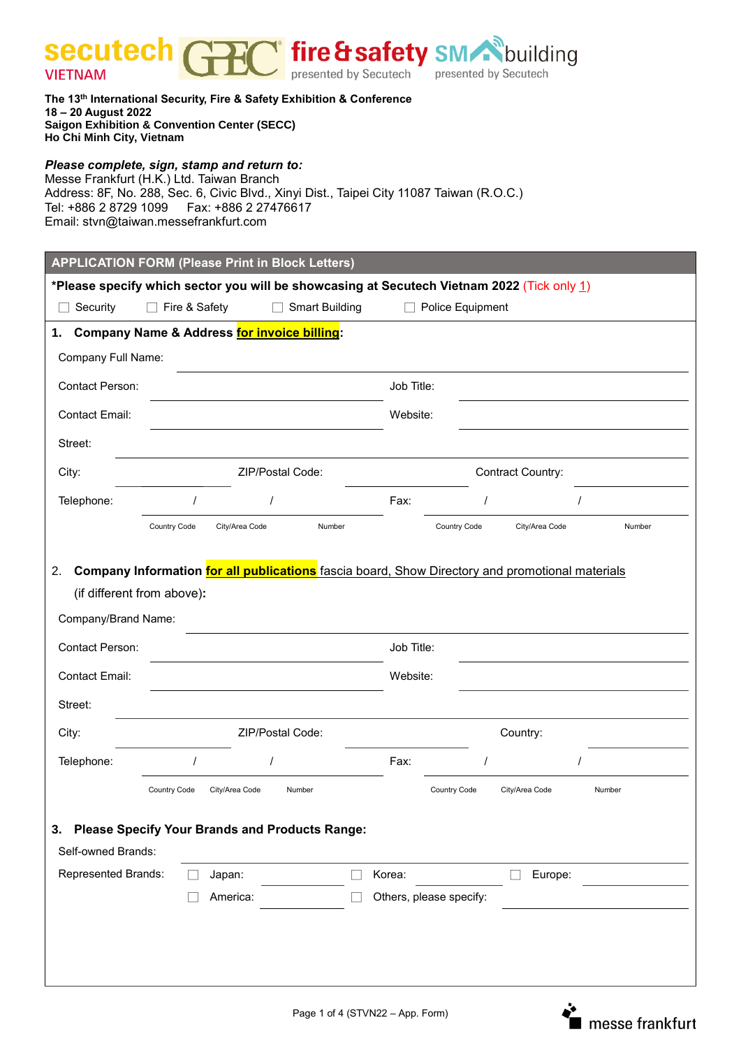secutech VIETNAM | GEC | fire & safety presented by Secutech | SMbuilding presented by Secutech

**The 13th International Security, Fire & Safety Exhibition & Conference**
**18 – 20 August 2022**
**Saigon Exhibition & Convention Center (SECC)**
**Ho Chi Minh City, Vietnam**

***Please complete, sign, stamp and return to:***
Messe Frankfurt (H.K.) Ltd. Taiwan Branch
Address: 8F, No. 288, Sec. 6, Civic Blvd., Xinyi Dist., Taipei City 11087 Taiwan (R.O.C.)
Tel: +886 2 8729 1099 Fax: +886 2 27476617
Email: stvn@taiwan.messefrankfurt.com

## APPLICATION FORM (Please Print in Block Letters)

**\*Please specify which sector you will be showcasing at Secutech Vietnam 2022** (Tick only 1)

☐ Security ☐ Fire & Safety ☐ Smart Building ☐ Police Equipment

### 1. Company Name & Address for invoice billing:

Company Full Name: ______________________

Contact Person: ______________________ Job Title: ______________________

Contact Email: ______________________ Website: ______________________

Street: ______________________

City: ______________ ZIP/Postal Code: ______________ Contract Country: ______________

Telephone: ______ / ______ / ______ Fax: ______ / ______ / ______
(Country Code / City/Area Code / Number) (Country Code / City/Area Code / Number)

### 2. Company Information for all publications fascia board, Show Directory and promotional materials (if different from above):

Company/Brand Name: ______________________

Contact Person: ______________________ Job Title: ______________________

Contact Email: ______________________ Website: ______________________

Street: ______________________

City: ______________ ZIP/Postal Code: ______________ Country: ______________

Telephone: ______ / ______ / ______ Fax: ______ / ______ / ______
(Country Code / City/Area Code / Number) (Country Code / City/Area Code / Number)

### 3. Please Specify Your Brands and Products Range:

Self-owned Brands: ______________________

Represented Brands: ☐ Japan: __________ ☐ Korea: __________ ☐ Europe: __________

☐ America: __________ ☐ Others, please specify: __________

messe frankfurt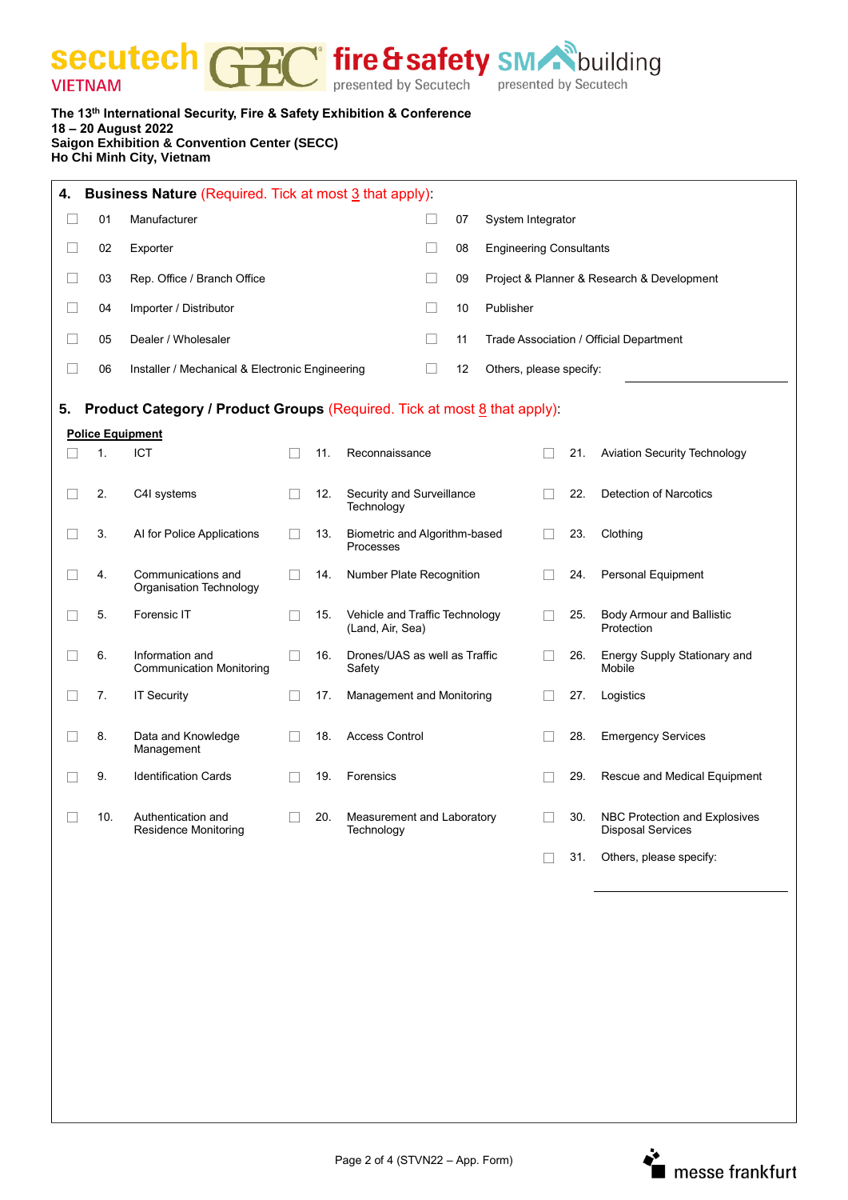The 13th International Security, Fire & Safety Exhibition & Conference
18 – 20 August 2022
Saigon Exhibition & Convention Center (SECC)
Ho Chi Minh City, Vietnam

## 4. Business Nature (Required. Tick at most 3 that apply):

- ☐ 01 Manufacturer
- ☐ 02 Exporter
- ☐ 03 Rep. Office / Branch Office
- ☐ 04 Importer / Distributor
- ☐ 05 Dealer / Wholesaler
- ☐ 06 Installer / Mechanical & Electronic Engineering
- ☐ 07 System Integrator
- ☐ 08 Engineering Consultants
- ☐ 09 Project & Planner & Research & Development
- ☐ 10 Publisher
- ☐ 11 Trade Association / Official Department
- ☐ 12 Others, please specify: ____________

## 5. Product Category / Product Groups (Required. Tick at most 8 that apply):

**Police Equipment**

- ☐ 1. ICT
- ☐ 2. C4I systems
- ☐ 3. AI for Police Applications
- ☐ 4. Communications and Organisation Technology
- ☐ 5. Forensic IT
- ☐ 6. Information and Communication Monitoring
- ☐ 7. IT Security
- ☐ 8. Data and Knowledge Management
- ☐ 9. Identification Cards
- ☐ 10. Authentication and Residence Monitoring
- ☐ 11. Reconnaissance
- ☐ 12. Security and Surveillance Technology
- ☐ 13. Biometric and Algorithm-based Processes
- ☐ 14. Number Plate Recognition
- ☐ 15. Vehicle and Traffic Technology (Land, Air, Sea)
- ☐ 16. Drones/UAS as well as Traffic Safety
- ☐ 17. Management and Monitoring
- ☐ 18. Access Control
- ☐ 19. Forensics
- ☐ 20. Measurement and Laboratory Technology
- ☐ 21. Aviation Security Technology
- ☐ 22. Detection of Narcotics
- ☐ 23. Clothing
- ☐ 24. Personal Equipment
- ☐ 25. Body Armour and Ballistic Protection
- ☐ 26. Energy Supply Stationary and Mobile
- ☐ 27. Logistics
- ☐ 28. Emergency Services
- ☐ 29. Rescue and Medical Equipment
- ☐ 30. NBC Protection and Explosives Disposal Services
- ☐ 31. Others, please specify: ____________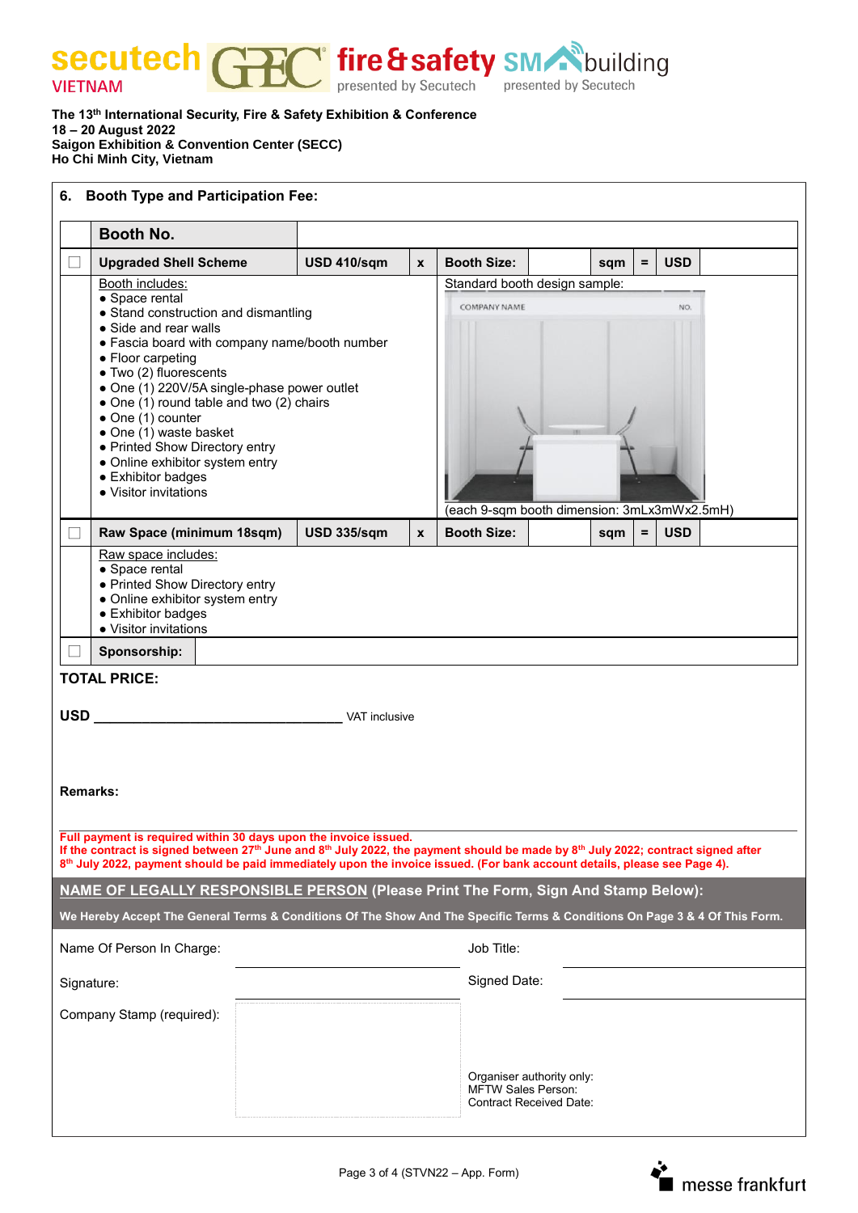**The 13th International Security, Fire & Safety Exhibition & Conference**
**18 – 20 August 2022**
**Saigon Exhibition & Convention Center (SECC)**
**Ho Chi Minh City, Vietnam**

## 6. Booth Type and Participation Fee:

| | **Booth No.** | | | | | | | |
|---|---|---|---|---|---|---|---|---|
| ☐ | **Upgraded Shell Scheme** | **USD 410/sqm** | **x** | **Booth Size:** | | **sqm** | **=** | **USD** |
| | Booth includes: <br>• Space rental <br>• Stand construction and dismantling <br>• Side and rear walls <br>• Fascia board with company name/booth number <br>• Floor carpeting <br>• Two (2) fluorescents <br>• One (1) 220V/5A single-phase power outlet <br>• One (1) round table and two (2) chairs <br>• One (1) counter <br>• One (1) waste basket <br>• Printed Show Directory entry <br>• Online exhibitor system entry <br>• Exhibitor badges <br>• Visitor invitations | | | Standard booth design sample: <br>COMPANY NAME NO. <br>(each 9-sqm booth dimension: 3mLx3mWx2.5mH) | | | | |
| ☐ | **Raw Space (minimum 18sqm)** | **USD 335/sqm** | **x** | **Booth Size:** | | **sqm** | **=** | **USD** |
| | Raw space includes: <br>• Space rental <br>• Printed Show Directory entry <br>• Online exhibitor system entry <br>• Exhibitor badges <br>• Visitor invitations | | | | | | | |
| ☐ | **Sponsorship:** | | | | | | | |

**TOTAL PRICE:**

**USD** ________________________________ VAT inclusive

**Remarks:**

**Full payment is required within 30 days upon the invoice issued.**
**If the contract is signed between 27th June and 8th July 2022, the payment should be made by 8th July 2022; contract signed after 8th July 2022, payment should be paid immediately upon the invoice issued. (For bank account details, please see Page 4).**

**NAME OF LEGALLY RESPONSIBLE PERSON (Please Print The Form, Sign And Stamp Below):**

**We Hereby Accept The General Terms & Conditions Of The Show And The Specific Terms & Conditions On Page 3 & 4 Of This Form.**

Name Of Person In Charge: ____________________ Job Title: ____________________

Signature: ____________________ Signed Date: ____________________

Company Stamp (required):

Organiser authority only:
MFTW Sales Person:
Contract Received Date: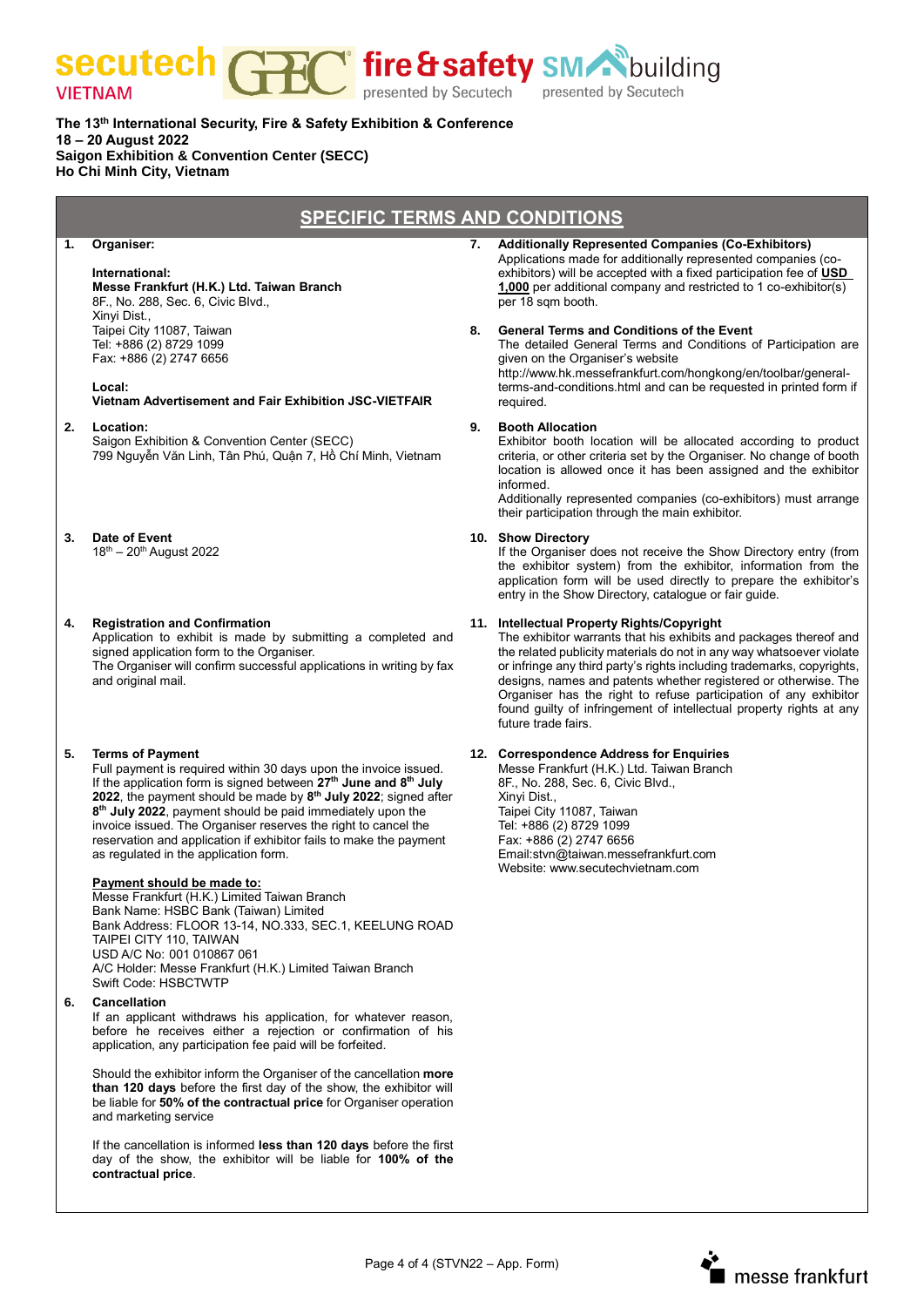**The 13th International Security, Fire & Safety Exhibition & Conference**
**18 – 20 August 2022**
**Saigon Exhibition & Convention Center (SECC)**
**Ho Chi Minh City, Vietnam**

## SPECIFIC TERMS AND CONDITIONS

**1. Organiser:**

**International:**
**Messe Frankfurt (H.K.) Ltd. Taiwan Branch**
8F., No. 288, Sec. 6, Civic Blvd.,
Xinyi Dist.,
Taipei City 11087, Taiwan
Tel: +886 (2) 8729 1099
Fax: +886 (2) 2747 6656

**Local:**
**Vietnam Advertisement and Fair Exhibition JSC-VIETFAIR**

**2. Location:**
Saigon Exhibition & Convention Center (SECC)
799 Nguyễn Văn Linh, Tân Phú, Quận 7, Hồ Chí Minh, Vietnam

**3. Date of Event**
18th – 20th August 2022

**4. Registration and Confirmation**
Application to exhibit is made by submitting a completed and signed application form to the Organiser.
The Organiser will confirm successful applications in writing by fax and original mail.

**5. Terms of Payment**
Full payment is required within 30 days upon the invoice issued. If the application form is signed between **27th June and 8th July 2022**, the payment should be made by **8th July 2022**; signed after **8th July 2022**, payment should be paid immediately upon the invoice issued. The Organiser reserves the right to cancel the reservation and application if exhibitor fails to make the payment as regulated in the application form.

**Payment should be made to:**
Messe Frankfurt (H.K.) Limited Taiwan Branch
Bank Name: HSBC Bank (Taiwan) Limited
Bank Address: FLOOR 13-14, NO.333, SEC.1, KEELUNG ROAD TAIPEI CITY 110, TAIWAN
USD A/C No: 001 010867 061
A/C Holder: Messe Frankfurt (H.K.) Limited Taiwan Branch
Swift Code: HSBCTWTP

**6. Cancellation**
If an applicant withdraws his application, for whatever reason, before he receives either a rejection or confirmation of his application, any participation fee paid will be forfeited.

Should the exhibitor inform the Organiser of the cancellation **more than 120 days** before the first day of the show, the exhibitor will be liable for **50% of the contractual price** for Organiser operation and marketing service

If the cancellation is informed **less than 120 days** before the first day of the show, the exhibitor will be liable for **100% of the contractual price**.

**7. Additionally Represented Companies (Co-Exhibitors)**
Applications made for additionally represented companies (co-exhibitors) will be accepted with a fixed participation fee of **USD 1,000** per additional company and restricted to 1 co-exhibitor(s) per 18 sqm booth.

**8. General Terms and Conditions of the Event**
The detailed General Terms and Conditions of Participation are given on the Organiser's website http://www.hk.messefrankfurt.com/hongkong/en/toolbar/general-terms-and-conditions.html and can be requested in printed form if required.

**9. Booth Allocation**
Exhibitor booth location will be allocated according to product criteria, or other criteria set by the Organiser. No change of booth location is allowed once it has been assigned and the exhibitor informed.
Additionally represented companies (co-exhibitors) must arrange their participation through the main exhibitor.

**10. Show Directory**
If the Organiser does not receive the Show Directory entry (from the exhibitor system) from the exhibitor, information from the application form will be used directly to prepare the exhibitor's entry in the Show Directory, catalogue or fair guide.

**11. Intellectual Property Rights/Copyright**
The exhibitor warrants that his exhibits and packages thereof and the related publicity materials do not in any way whatsoever violate or infringe any third party's rights including trademarks, copyrights, designs, names and patents whether registered or otherwise. The Organiser has the right to refuse participation of any exhibitor found guilty of infringement of intellectual property rights at any future trade fairs.

**12. Correspondence Address for Enquiries**
Messe Frankfurt (H.K.) Ltd. Taiwan Branch
8F., No. 288, Sec. 6, Civic Blvd.,
Xinyi Dist.,
Taipei City 11087, Taiwan
Tel: +886 (2) 8729 1099
Fax: +886 (2) 2747 6656
Email:stvn@taiwan.messefrankfurt.com
Website: www.secutechvietnam.com